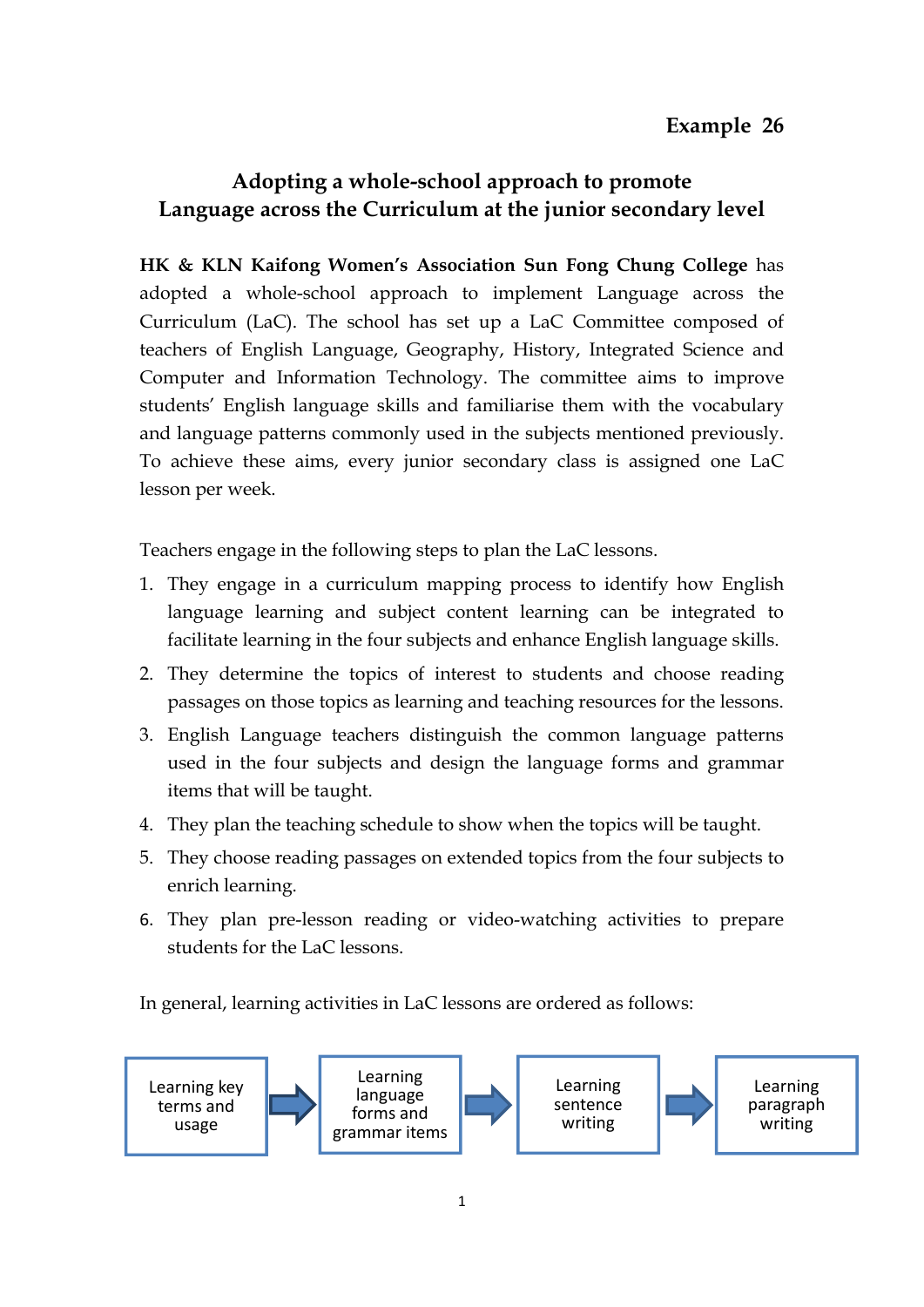**Example 26**

# Adopting a whole-school approach to promote Language across the Curriculum at the junior secondary level

**HK & KLN Kaifong Women's Association Sun Fong Chung College** has adopted a whole-school approach to implement Language across the Curriculum (LaC). The school has set up a LaC Committee composed of teachers of English Language, Geography, History, Integrated Science and Computer and Information Technology. The committee aims to improve students' English language skills and familiarise them with the vocabulary and language patterns commonly used in the subjects mentioned previously. To achieve these aims, every junior secondary class is assigned one LaC lesson per week.

Teachers engage in the following steps to plan the LaC lessons.

1. They engage in a curriculum mapping process to identify how English language learning and subject content learning can be integrated to facilitate learning in the four subjects and enhance English language skills.
2. They determine the topics of interest to students and choose reading passages on those topics as learning and teaching resources for the lessons.
3. English Language teachers distinguish the common language patterns used in the four subjects and design the language forms and grammar items that will be taught.
4. They plan the teaching schedule to show when the topics will be taught.
5. They choose reading passages on extended topics from the four subjects to enrich learning.
6. They plan pre-lesson reading or video-watching activities to prepare students for the LaC lessons.

In general, learning activities in LaC lessons are ordered as follows:

Learning key terms and usage → Learning language forms and grammar items → Learning sentence writing → Learning paragraph writing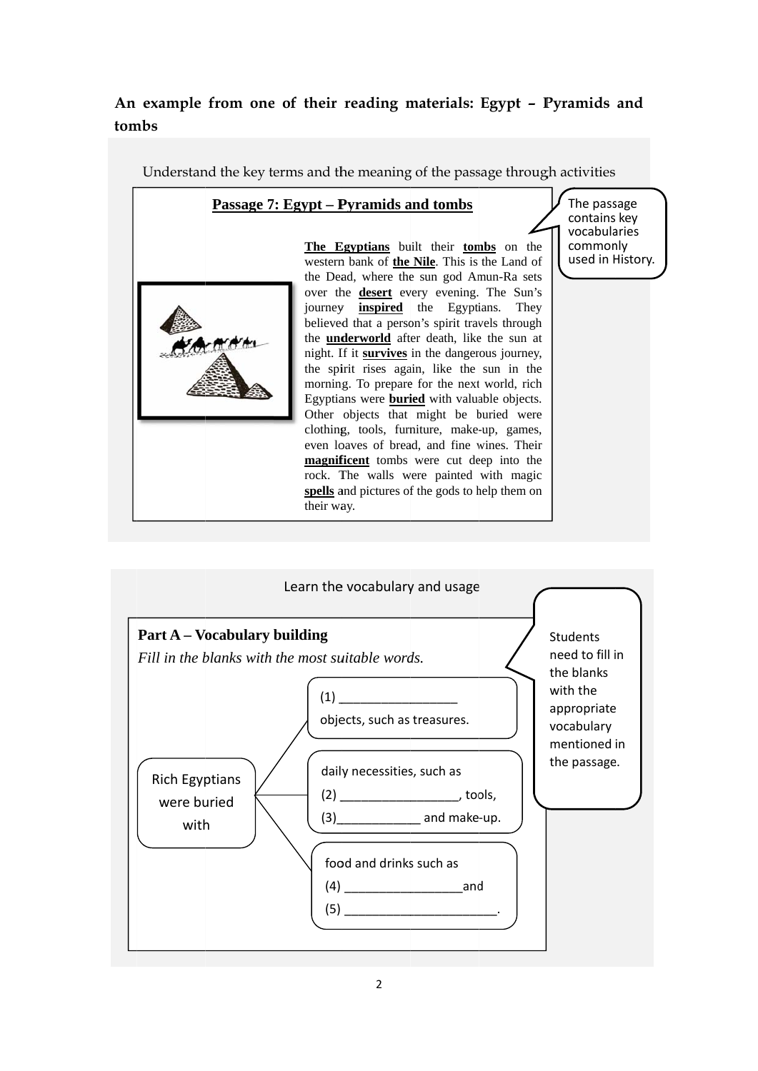**An example from one of their reading materials: Egypt – Pyramids and tombs**

Understand the key terms and the meaning of the passage through activities

**Passage 7: Egypt – Pyramids and tombs**

**The Egyptians** built their **tombs** on the western bank of **the Nile**. This is the Land of the Dead, where the sun god Amun-Ra sets over the **desert** every evening. The Sun's journey **inspired** the Egyptians. They believed that a person's spirit travels through the **underworld** after death, like the sun at night. If it **survives** in the dangerous journey, the spirit rises again, like the sun in the morning. To prepare for the next world, rich Egyptians were **buried** with valuable objects. Other objects that might be buried were clothing, tools, furniture, make-up, games, even loaves of bread, and fine wines. Their **magnificent** tombs were cut deep into the rock. The walls were painted with magic **spells** and pictures of the gods to help them on their way.

> The passage contains key vocabularies commonly used in History.

Learn the vocabulary and usage

**Part A – Vocabulary building**

*Fill in the blanks with the most suitable words.*

Rich Egyptians were buried with

- (1) _________________ objects, such as treasures.
- daily necessities, such as (2) _________________, tools, (3)____________ and make-up.
- food and drinks such as (4) _________________and (5) ______________________.

> Students need to fill in the blanks with the appropriate vocabulary mentioned in the passage.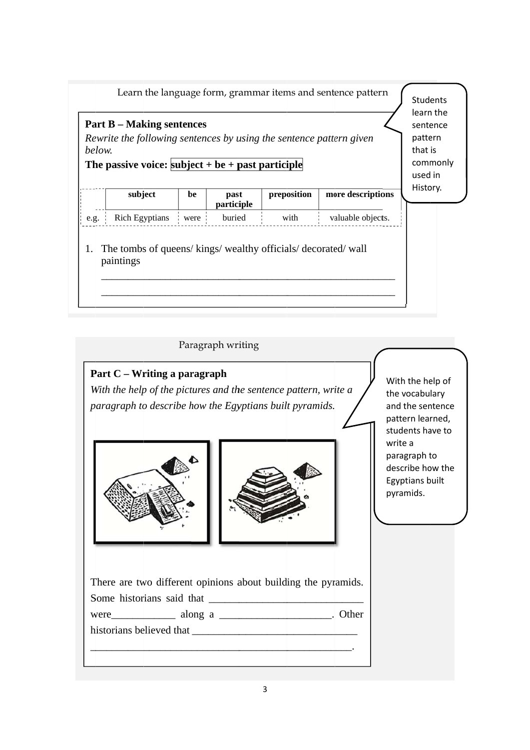Learn the language form, grammar items and sentence pattern

Students learn the sentence pattern that is commonly used in History.

**Part B – Making sentences**

*Rewrite the following sentences by using the sentence pattern given below.*

**The passive voice: subject + be + past participle**

| | subject | be | past participle | preposition | more descriptions |
|---|---|---|---|---|---|
| e.g. | Rich Egyptians | were | buried | with | valuable objects. |

1. The tombs of queens/ kings/ wealthy officials/ decorated/ wall paintings

   ____________________________________________________________

   ____________________________________________________________

Paragraph writing

With the help of the vocabulary and the sentence pattern learned, students have to write a paragraph to describe how the Egyptians built pyramids.

**Part C – Writing a paragraph**

*With the help of the pictures and the sentence pattern, write a paragraph to describe how the Egyptians built pyramids.*

There are two different opinions about building the pyramids. Some historians said that ____________________________ were____________ along a ____________________. Other historians believed that ______________________________ ________________________________________________.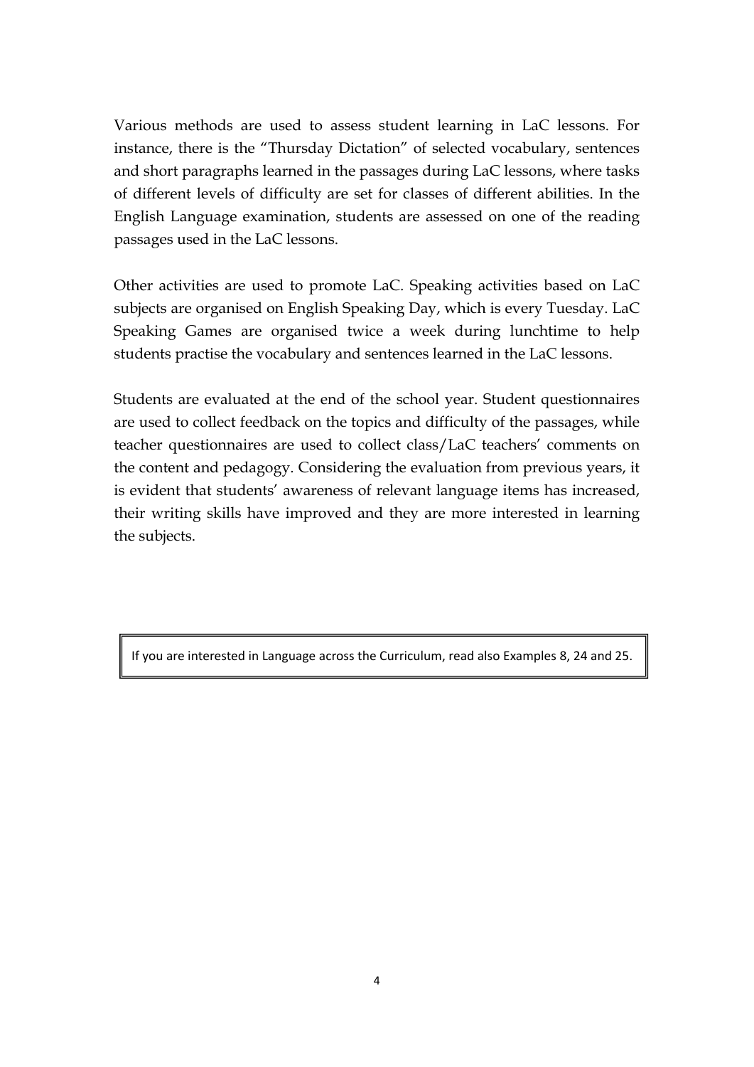Various methods are used to assess student learning in LaC lessons. For instance, there is the "Thursday Dictation" of selected vocabulary, sentences and short paragraphs learned in the passages during LaC lessons, where tasks of different levels of difficulty are set for classes of different abilities. In the English Language examination, students are assessed on one of the reading passages used in the LaC lessons.

Other activities are used to promote LaC. Speaking activities based on LaC subjects are organised on English Speaking Day, which is every Tuesday. LaC Speaking Games are organised twice a week during lunchtime to help students practise the vocabulary and sentences learned in the LaC lessons.

Students are evaluated at the end of the school year. Student questionnaires are used to collect feedback on the topics and difficulty of the passages, while teacher questionnaires are used to collect class/LaC teachers' comments on the content and pedagogy. Considering the evaluation from previous years, it is evident that students' awareness of relevant language items has increased, their writing skills have improved and they are more interested in learning the subjects.

> If you are interested in Language across the Curriculum, read also Examples 8, 24 and 25.